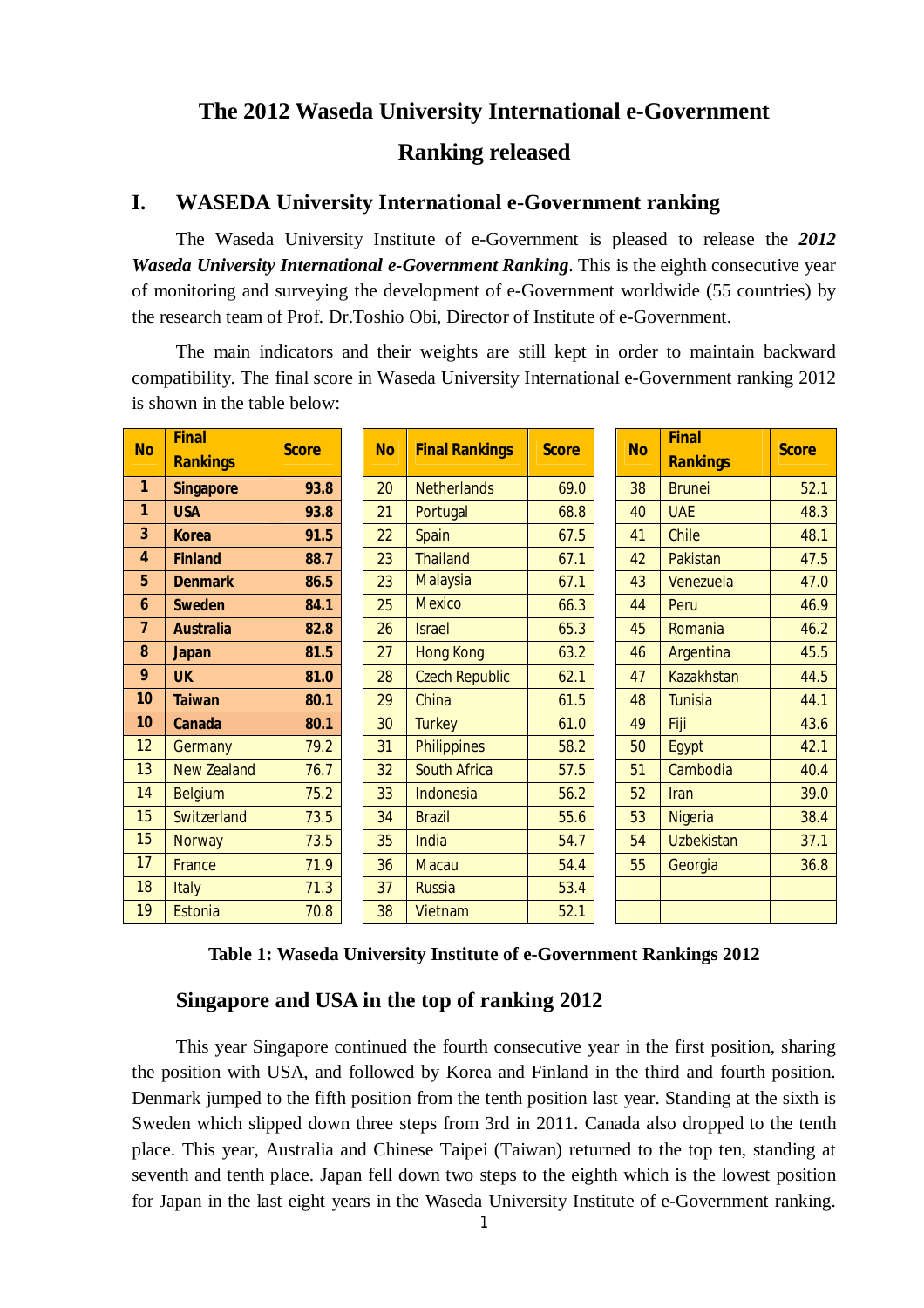# The 2012 Waseda University International e-Government Ranking released

## I. WASEDA University International e-Government ranking

The Waseda University Institute of e-Government is pleased to release the ***2012 Waseda University International e-Government Ranking***. This is the eighth consecutive year of monitoring and surveying the development of e-Government worldwide (55 countries) by the research team of Prof. Dr.Toshio Obi, Director of Institute of e-Government.

The main indicators and their weights are still kept in order to maintain backward compatibility. The final score in Waseda University International e-Government ranking 2012 is shown in the table below:

| No | Final Rankings | Score | No | Final Rankings | Score | No | Final Rankings | Score |
|---|---|---|---|---|---|---|---|---|
| 1 | **Singapore** | **93.8** | 20 | Netherlands | 69.0 | 38 | Brunei | 52.1 |
| 1 | **USA** | **93.8** | 21 | Portugal | 68.8 | 40 | UAE | 48.3 |
| 3 | **Korea** | **91.5** | 22 | Spain | 67.5 | 41 | Chile | 48.1 |
| 4 | **Finland** | **88.7** | 23 | Thailand | 67.1 | 42 | Pakistan | 47.5 |
| 5 | **Denmark** | **86.5** | 23 | Malaysia | 67.1 | 43 | Venezuela | 47.0 |
| 6 | **Sweden** | **84.1** | 25 | Mexico | 66.3 | 44 | Peru | 46.9 |
| 7 | **Australia** | **82.8** | 26 | Israel | 65.3 | 45 | Romania | 46.2 |
| 8 | **Japan** | **81.5** | 27 | Hong Kong | 63.2 | 46 | Argentina | 45.5 |
| 9 | **UK** | **81.0** | 28 | Czech Republic | 62.1 | 47 | Kazakhstan | 44.5 |
| 10 | **Taiwan** | **80.1** | 29 | China | 61.5 | 48 | Tunisia | 44.1 |
| 10 | **Canada** | **80.1** | 30 | Turkey | 61.0 | 49 | Fiji | 43.6 |
| 12 | Germany | 79.2 | 31 | Philippines | 58.2 | 50 | Egypt | 42.1 |
| 13 | New Zealand | 76.7 | 32 | South Africa | 57.5 | 51 | Cambodia | 40.4 |
| 14 | Belgium | 75.2 | 33 | Indonesia | 56.2 | 52 | Iran | 39.0 |
| 15 | Switzerland | 73.5 | 34 | Brazil | 55.6 | 53 | Nigeria | 38.4 |
| 15 | Norway | 73.5 | 35 | India | 54.7 | 54 | Uzbekistan | 37.1 |
| 17 | France | 71.9 | 36 | Macau | 54.4 | 55 | Georgia | 36.8 |
| 18 | Italy | 71.3 | 37 | Russia | 53.4 | | | |
| 19 | Estonia | 70.8 | 38 | Vietnam | 52.1 | | | |

**Table 1: Waseda University Institute of e-Government Rankings 2012**

### Singapore and USA in the top of ranking 2012

This year Singapore continued the fourth consecutive year in the first position, sharing the position with USA, and followed by Korea and Finland in the third and fourth position. Denmark jumped to the fifth position from the tenth position last year. Standing at the sixth is Sweden which slipped down three steps from 3rd in 2011. Canada also dropped to the tenth place. This year, Australia and Chinese Taipei (Taiwan) returned to the top ten, standing at seventh and tenth place. Japan fell down two steps to the eighth which is the lowest position for Japan in the last eight years in the Waseda University Institute of e-Government ranking.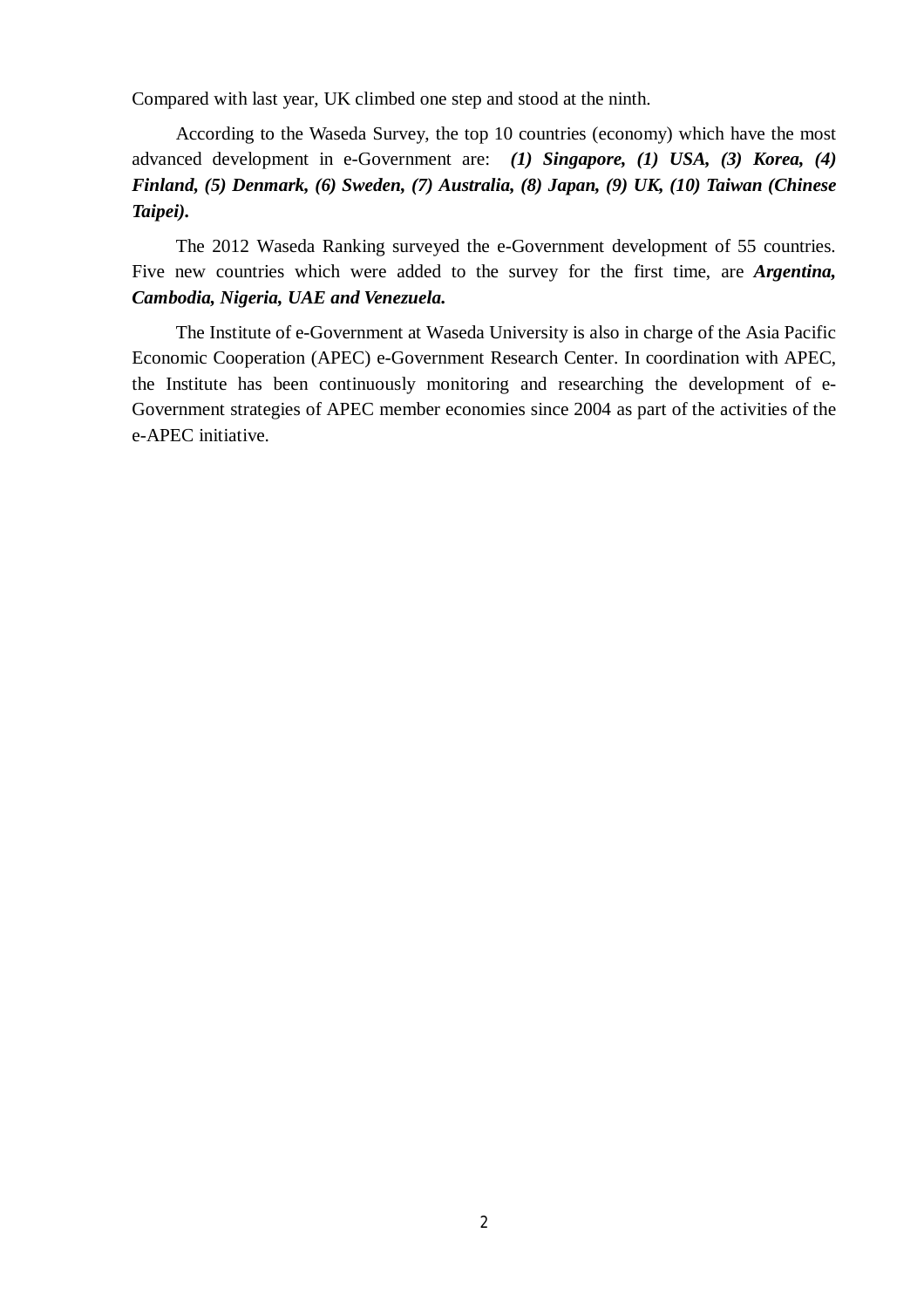Compared with last year, UK climbed one step and stood at the ninth.

According to the Waseda Survey, the top 10 countries (economy) which have the most advanced development in e-Government are: ***(1) Singapore, (1) USA, (3) Korea, (4) Finland, (5) Denmark, (6) Sweden, (7) Australia, (8) Japan, (9) UK, (10) Taiwan (Chinese Taipei).***

The 2012 Waseda Ranking surveyed the e-Government development of 55 countries. Five new countries which were added to the survey for the first time, are ***Argentina, Cambodia, Nigeria, UAE and Venezuela.***

The Institute of e-Government at Waseda University is also in charge of the Asia Pacific Economic Cooperation (APEC) e-Government Research Center. In coordination with APEC, the Institute has been continuously monitoring and researching the development of e-Government strategies of APEC member economies since 2004 as part of the activities of the e-APEC initiative.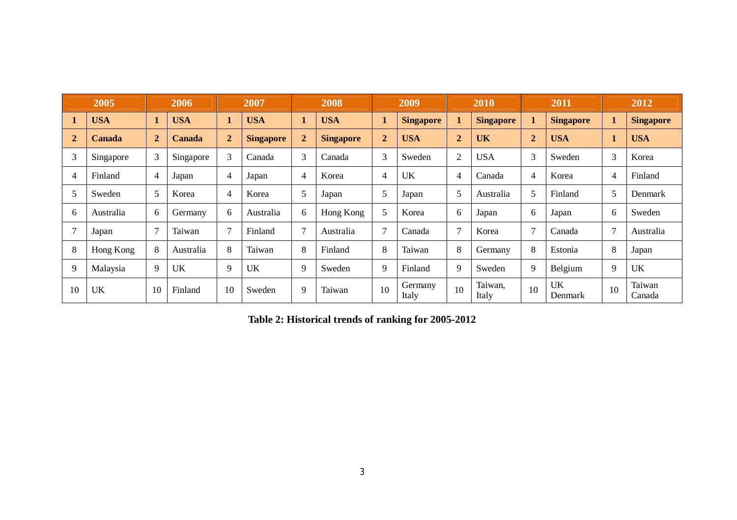| 2005 | | 2006 | | 2007 | | 2008 | | 2009 | | 2010 | | 2011 | | 2012 | |
|---|---|---|---|---|---|---|---|---|---|---|---|---|---|---|---|
| **1** | **USA** | **1** | **USA** | **1** | **USA** | **1** | **USA** | **1** | **Singapore** | **1** | **Singapore** | **1** | **Singapore** | **1** | **Singapore** |
| **2** | **Canada** | **2** | **Canada** | **2** | **Singapore** | **2** | **Singapore** | **2** | **USA** | **2** | **UK** | **2** | **USA** | **1** | **USA** |
| 3 | Singapore | 3 | Singapore | 3 | Canada | 3 | Canada | 3 | Sweden | 2 | USA | 3 | Sweden | 3 | Korea |
| 4 | Finland | 4 | Japan | 4 | Japan | 4 | Korea | 4 | UK | 4 | Canada | 4 | Korea | 4 | Finland |
| 5 | Sweden | 5 | Korea | 4 | Korea | 5 | Japan | 5 | Japan | 5 | Australia | 5 | Finland | 5 | Denmark |
| 6 | Australia | 6 | Germany | 6 | Australia | 6 | Hong Kong | 5 | Korea | 6 | Japan | 6 | Japan | 6 | Sweden |
| 7 | Japan | 7 | Taiwan | 7 | Finland | 7 | Australia | 7 | Canada | 7 | Korea | 7 | Canada | 7 | Australia |
| 8 | Hong Kong | 8 | Australia | 8 | Taiwan | 8 | Finland | 8 | Taiwan | 8 | Germany | 8 | Estonia | 8 | Japan |
| 9 | Malaysia | 9 | UK | 9 | UK | 9 | Sweden | 9 | Finland | 9 | Sweden | 9 | Belgium | 9 | UK |
| 10 | UK | 10 | Finland | 10 | Sweden | 9 | Taiwan | 10 | Germany Italy | 10 | Taiwan, Italy | 10 | UK Denmark | 10 | Taiwan Canada |

**Table 2: Historical trends of ranking for 2005-2012**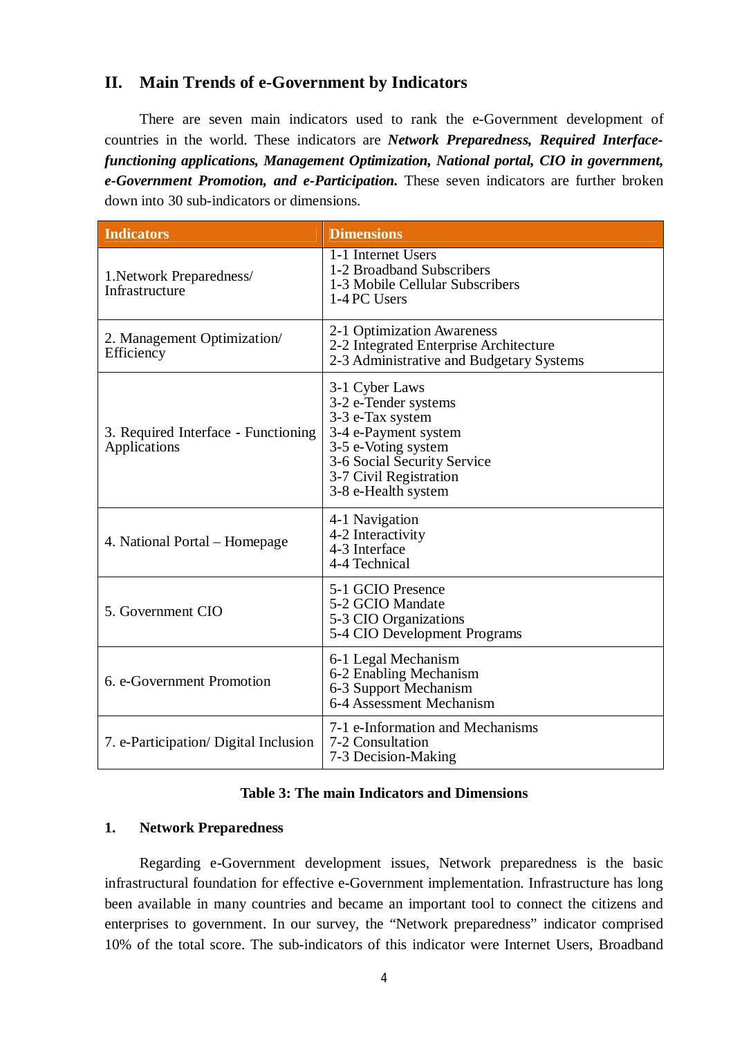## II. Main Trends of e-Government by Indicators

There are seven main indicators used to rank the e-Government development of countries in the world. These indicators are ***Network Preparedness, Required Interface-functioning applications, Management Optimization, National portal, CIO in government, e-Government Promotion, and e-Participation.*** These seven indicators are further broken down into 30 sub-indicators or dimensions.

| Indicators | Dimensions |
|---|---|
| 1.Network Preparedness/ Infrastructure | 1-1 Internet Users<br>1-2 Broadband Subscribers<br>1-3 Mobile Cellular Subscribers<br>1-4 PC Users |
| 2. Management Optimization/ Efficiency | 2-1 Optimization Awareness<br>2-2 Integrated Enterprise Architecture<br>2-3 Administrative and Budgetary Systems |
| 3. Required Interface - Functioning Applications | 3-1 Cyber Laws<br>3-2 e-Tender systems<br>3-3 e-Tax system<br>3-4 e-Payment system<br>3-5 e-Voting system<br>3-6 Social Security Service<br>3-7 Civil Registration<br>3-8 e-Health system |
| 4. National Portal – Homepage | 4-1 Navigation<br>4-2 Interactivity<br>4-3 Interface<br>4-4 Technical |
| 5. Government CIO | 5-1 GCIO Presence<br>5-2 GCIO Mandate<br>5-3 CIO Organizations<br>5-4 CIO Development Programs |
| 6. e-Government Promotion | 6-1 Legal Mechanism<br>6-2 Enabling Mechanism<br>6-3 Support Mechanism<br>6-4 Assessment Mechanism |
| 7. e-Participation/ Digital Inclusion | 7-1 e-Information and Mechanisms<br>7-2 Consultation<br>7-3 Decision-Making |

**Table 3: The main Indicators and Dimensions**

### 1. Network Preparedness

Regarding e-Government development issues, Network preparedness is the basic infrastructural foundation for effective e-Government implementation. Infrastructure has long been available in many countries and became an important tool to connect the citizens and enterprises to government. In our survey, the "Network preparedness" indicator comprised 10% of the total score. The sub-indicators of this indicator were Internet Users, Broadband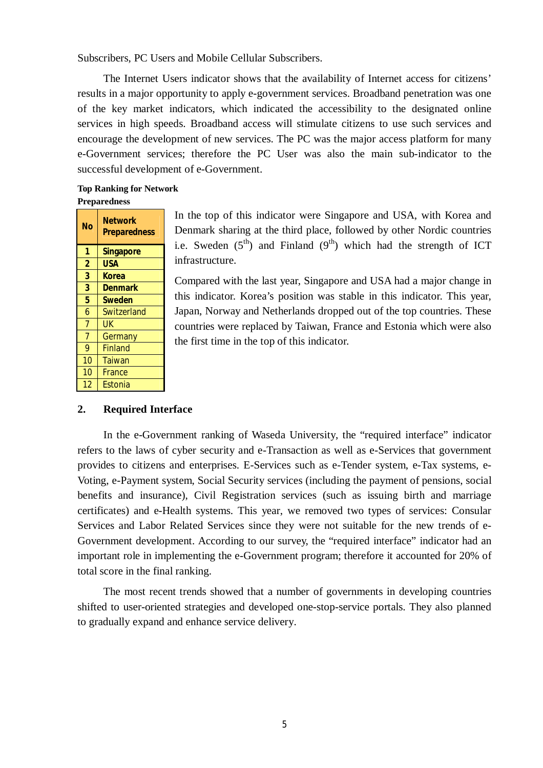Subscribers, PC Users and Mobile Cellular Subscribers.

The Internet Users indicator shows that the availability of Internet access for citizens' results in a major opportunity to apply e-government services. Broadband penetration was one of the key market indicators, which indicated the accessibility to the designated online services in high speeds. Broadband access will stimulate citizens to use such services and encourage the development of new services. The PC was the major access platform for many e-Government services; therefore the PC User was also the main sub-indicator to the successful development of e-Government.

**Top Ranking for Network Preparedness**

| No | Network Preparedness |
|---|---|
| **1** | **Singapore** |
| **2** | **USA** |
| **3** | **Korea** |
| **3** | **Denmark** |
| **5** | **Sweden** |
| 6 | Switzerland |
| 7 | UK |
| 7 | Germany |
| 9 | Finland |
| 10 | Taiwan |
| 10 | France |
| 12 | Estonia |

In the top of this indicator were Singapore and USA, with Korea and Denmark sharing at the third place, followed by other Nordic countries i.e. Sweden (5th) and Finland (9th) which had the strength of ICT infrastructure.

Compared with the last year, Singapore and USA had a major change in this indicator. Korea's position was stable in this indicator. This year, Japan, Norway and Netherlands dropped out of the top countries. These countries were replaced by Taiwan, France and Estonia which were also the first time in the top of this indicator.

## 2. Required Interface

In the e-Government ranking of Waseda University, the "required interface" indicator refers to the laws of cyber security and e-Transaction as well as e-Services that government provides to citizens and enterprises. E-Services such as e-Tender system, e-Tax systems, e-Voting, e-Payment system, Social Security services (including the payment of pensions, social benefits and insurance), Civil Registration services (such as issuing birth and marriage certificates) and e-Health systems. This year, we removed two types of services: Consular Services and Labor Related Services since they were not suitable for the new trends of e-Government development. According to our survey, the "required interface" indicator had an important role in implementing the e-Government program; therefore it accounted for 20% of total score in the final ranking.

The most recent trends showed that a number of governments in developing countries shifted to user-oriented strategies and developed one-stop-service portals. They also planned to gradually expand and enhance service delivery.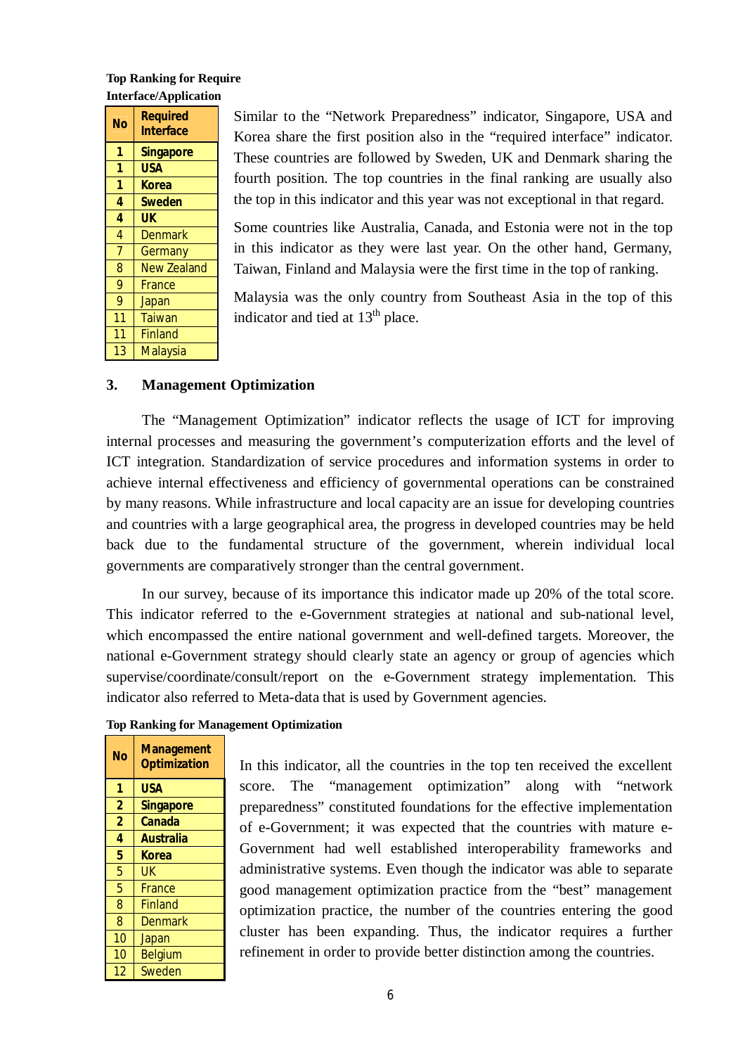**Top Ranking for Require Interface/Application**

| No | Required Interface |
|---|---|
| **1** | **Singapore** |
| **1** | **USA** |
| **1** | **Korea** |
| **4** | **Sweden** |
| **4** | **UK** |
| 4 | Denmark |
| 7 | Germany |
| 8 | New Zealand |
| 9 | France |
| 9 | Japan |
| 11 | Taiwan |
| 11 | Finland |
| 13 | Malaysia |

Similar to the "Network Preparedness" indicator, Singapore, USA and Korea share the first position also in the "required interface" indicator. These countries are followed by Sweden, UK and Denmark sharing the fourth position. The top countries in the final ranking are usually also the top in this indicator and this year was not exceptional in that regard.

Some countries like Australia, Canada, and Estonia were not in the top in this indicator as they were last year. On the other hand, Germany, Taiwan, Finland and Malaysia were the first time in the top of ranking.

Malaysia was the only country from Southeast Asia in the top of this indicator and tied at 13th place.

## 3. Management Optimization

The "Management Optimization" indicator reflects the usage of ICT for improving internal processes and measuring the government's computerization efforts and the level of ICT integration. Standardization of service procedures and information systems in order to achieve internal effectiveness and efficiency of governmental operations can be constrained by many reasons. While infrastructure and local capacity are an issue for developing countries and countries with a large geographical area, the progress in developed countries may be held back due to the fundamental structure of the government, wherein individual local governments are comparatively stronger than the central government.

In our survey, because of its importance this indicator made up 20% of the total score. This indicator referred to the e-Government strategies at national and sub-national level, which encompassed the entire national government and well-defined targets. Moreover, the national e-Government strategy should clearly state an agency or group of agencies which supervise/coordinate/consult/report on the e-Government strategy implementation. This indicator also referred to Meta-data that is used by Government agencies.

**Top Ranking for Management Optimization**

| No | Management Optimization |
|---|---|
| **1** | **USA** |
| **2** | **Singapore** |
| **2** | **Canada** |
| **4** | **Australia** |
| **5** | **Korea** |
| 5 | UK |
| 5 | France |
| 8 | Finland |
| 8 | Denmark |
| 10 | Japan |
| 10 | Belgium |
| 12 | Sweden |

In this indicator, all the countries in the top ten received the excellent score. The "management optimization" along with "network preparedness" constituted foundations for the effective implementation of e-Government; it was expected that the countries with mature e-Government had well established interoperability frameworks and administrative systems. Even though the indicator was able to separate good management optimization practice from the "best" management optimization practice, the number of the countries entering the good cluster has been expanding. Thus, the indicator requires a further refinement in order to provide better distinction among the countries.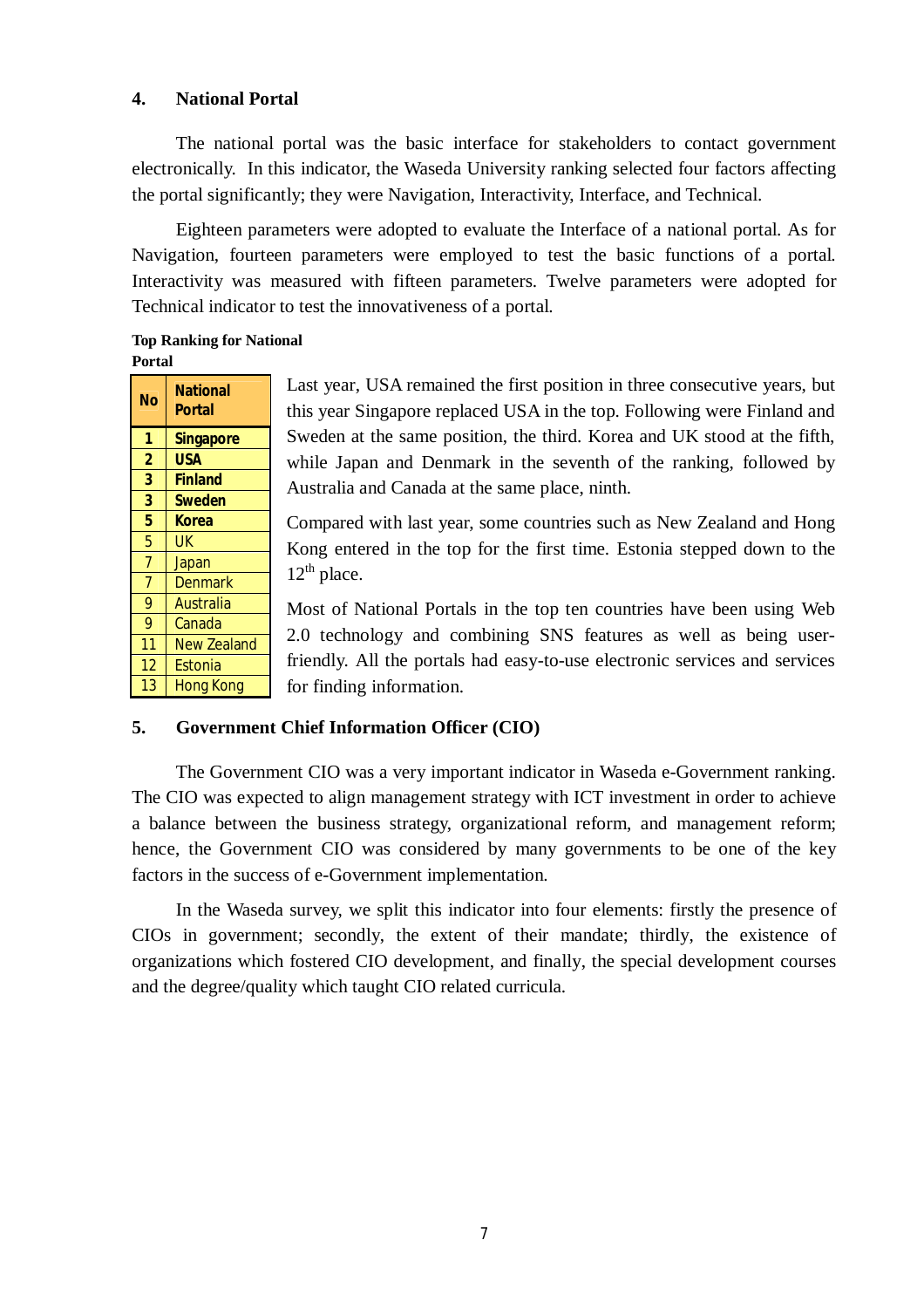## 4. National Portal

The national portal was the basic interface for stakeholders to contact government electronically. In this indicator, the Waseda University ranking selected four factors affecting the portal significantly; they were Navigation, Interactivity, Interface, and Technical.

Eighteen parameters were adopted to evaluate the Interface of a national portal. As for Navigation, fourteen parameters were employed to test the basic functions of a portal. Interactivity was measured with fifteen parameters. Twelve parameters were adopted for Technical indicator to test the innovativeness of a portal.

**Top Ranking for National Portal**

| No | National Portal |
|---|---|
| **1** | **Singapore** |
| **2** | **USA** |
| **3** | **Finland** |
| **3** | **Sweden** |
| **5** | **Korea** |
| 5 | UK |
| 7 | Japan |
| 7 | Denmark |
| 9 | Australia |
| 9 | Canada |
| 11 | New Zealand |
| 12 | Estonia |
| 13 | Hong Kong |

Last year, USA remained the first position in three consecutive years, but this year Singapore replaced USA in the top. Following were Finland and Sweden at the same position, the third. Korea and UK stood at the fifth, while Japan and Denmark in the seventh of the ranking, followed by Australia and Canada at the same place, ninth.

Compared with last year, some countries such as New Zealand and Hong Kong entered in the top for the first time. Estonia stepped down to the 12$^{th}$ place.

Most of National Portals in the top ten countries have been using Web 2.0 technology and combining SNS features as well as being user-friendly. All the portals had easy-to-use electronic services and services for finding information.

## 5. Government Chief Information Officer (CIO)

The Government CIO was a very important indicator in Waseda e-Government ranking. The CIO was expected to align management strategy with ICT investment in order to achieve a balance between the business strategy, organizational reform, and management reform; hence, the Government CIO was considered by many governments to be one of the key factors in the success of e-Government implementation.

In the Waseda survey, we split this indicator into four elements: firstly the presence of CIOs in government; secondly, the extent of their mandate; thirdly, the existence of organizations which fostered CIO development, and finally, the special development courses and the degree/quality which taught CIO related curricula.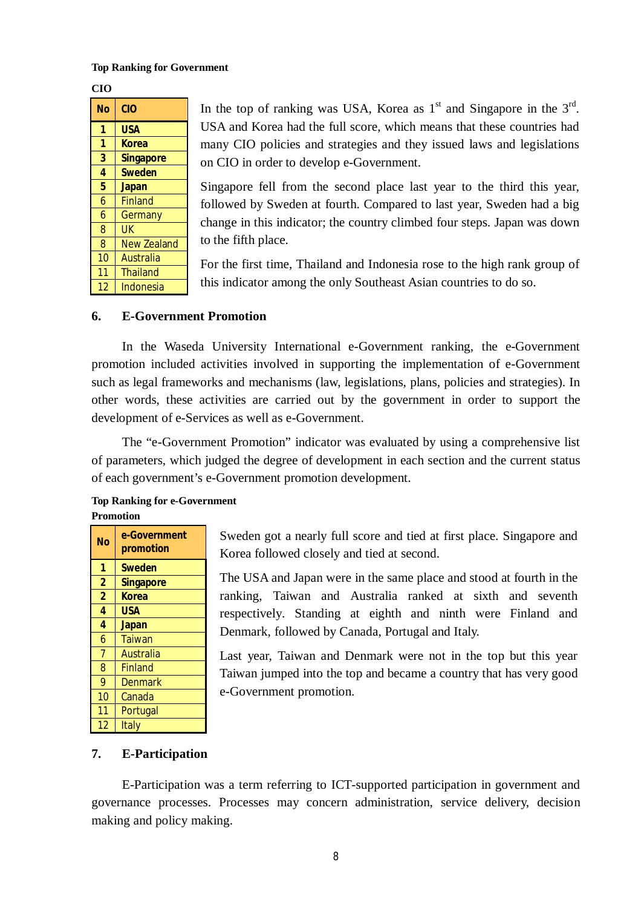**Top Ranking for Government CIO**

| No | CIO |
|---|---|
| **1** | **USA** |
| **1** | **Korea** |
| **3** | **Singapore** |
| **4** | **Sweden** |
| **5** | **Japan** |
| 6 | Finland |
| 6 | Germany |
| 8 | UK |
| 8 | New Zealand |
| 10 | Australia |
| 11 | Thailand |
| 12 | Indonesia |

In the top of ranking was USA, Korea as 1st and Singapore in the 3rd. USA and Korea had the full score, which means that these countries had many CIO policies and strategies and they issued laws and legislations on CIO in order to develop e-Government.

Singapore fell from the second place last year to the third this year, followed by Sweden at fourth. Compared to last year, Sweden had a big change in this indicator; the country climbed four steps. Japan was down to the fifth place.

For the first time, Thailand and Indonesia rose to the high rank group of this indicator among the only Southeast Asian countries to do so.

## 6. E-Government Promotion

In the Waseda University International e-Government ranking, the e-Government promotion included activities involved in supporting the implementation of e-Government such as legal frameworks and mechanisms (law, legislations, plans, policies and strategies). In other words, these activities are carried out by the government in order to support the development of e-Services as well as e-Government.

The "e-Government Promotion" indicator was evaluated by using a comprehensive list of parameters, which judged the degree of development in each section and the current status of each government's e-Government promotion development.

**Top Ranking for e-Government Promotion**

| No | e-Government promotion |
|---|---|
| **1** | **Sweden** |
| **2** | **Singapore** |
| **2** | **Korea** |
| **4** | **USA** |
| **4** | **Japan** |
| 6 | Taiwan |
| 7 | Australia |
| 8 | Finland |
| 9 | Denmark |
| 10 | Canada |
| 11 | Portugal |
| 12 | Italy |

Sweden got a nearly full score and tied at first place. Singapore and Korea followed closely and tied at second.

The USA and Japan were in the same place and stood at fourth in the ranking, Taiwan and Australia ranked at sixth and seventh respectively. Standing at eighth and ninth were Finland and Denmark, followed by Canada, Portugal and Italy.

Last year, Taiwan and Denmark were not in the top but this year Taiwan jumped into the top and became a country that has very good e-Government promotion.

## 7. E-Participation

E-Participation was a term referring to ICT-supported participation in government and governance processes. Processes may concern administration, service delivery, decision making and policy making.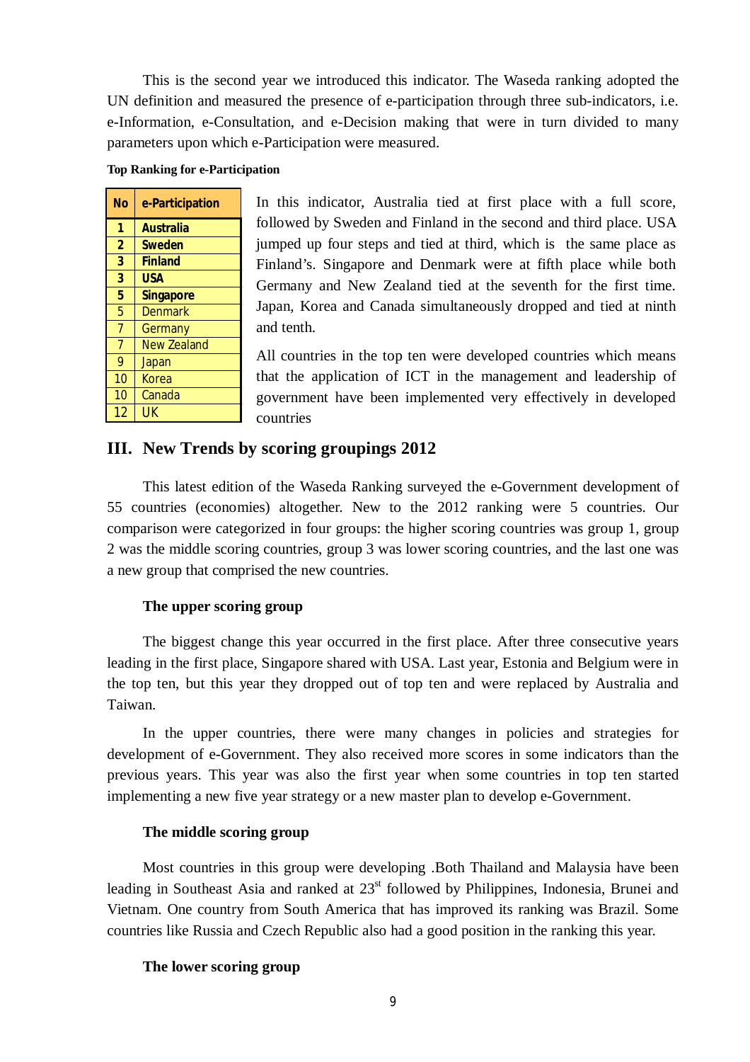This is the second year we introduced this indicator. The Waseda ranking adopted the UN definition and measured the presence of e-participation through three sub-indicators, i.e. e-Information, e-Consultation, and e-Decision making that were in turn divided to many parameters upon which e-Participation were measured.

**Top Ranking for e-Participation**

| No | e-Participation |
|---|---|
| **1** | **Australia** |
| **2** | **Sweden** |
| **3** | **Finland** |
| **3** | **USA** |
| **5** | **Singapore** |
| 5 | Denmark |
| 7 | Germany |
| 7 | New Zealand |
| 9 | Japan |
| 10 | Korea |
| 10 | Canada |
| 12 | UK |

In this indicator, Australia tied at first place with a full score, followed by Sweden and Finland in the second and third place. USA jumped up four steps and tied at third, which is the same place as Finland's. Singapore and Denmark were at fifth place while both Germany and New Zealand tied at the seventh for the first time. Japan, Korea and Canada simultaneously dropped and tied at ninth and tenth.

All countries in the top ten were developed countries which means that the application of ICT in the management and leadership of government have been implemented very effectively in developed countries

## III. New Trends by scoring groupings 2012

This latest edition of the Waseda Ranking surveyed the e-Government development of 55 countries (economies) altogether. New to the 2012 ranking were 5 countries. Our comparison were categorized in four groups: the higher scoring countries was group 1, group 2 was the middle scoring countries, group 3 was lower scoring countries, and the last one was a new group that comprised the new countries.

### The upper scoring group

The biggest change this year occurred in the first place. After three consecutive years leading in the first place, Singapore shared with USA. Last year, Estonia and Belgium were in the top ten, but this year they dropped out of top ten and were replaced by Australia and Taiwan.

In the upper countries, there were many changes in policies and strategies for development of e-Government. They also received more scores in some indicators than the previous years. This year was also the first year when some countries in top ten started implementing a new five year strategy or a new master plan to develop e-Government.

### The middle scoring group

Most countries in this group were developing .Both Thailand and Malaysia have been leading in Southeast Asia and ranked at 23rd followed by Philippines, Indonesia, Brunei and Vietnam. One country from South America that has improved its ranking was Brazil. Some countries like Russia and Czech Republic also had a good position in the ranking this year.

### The lower scoring group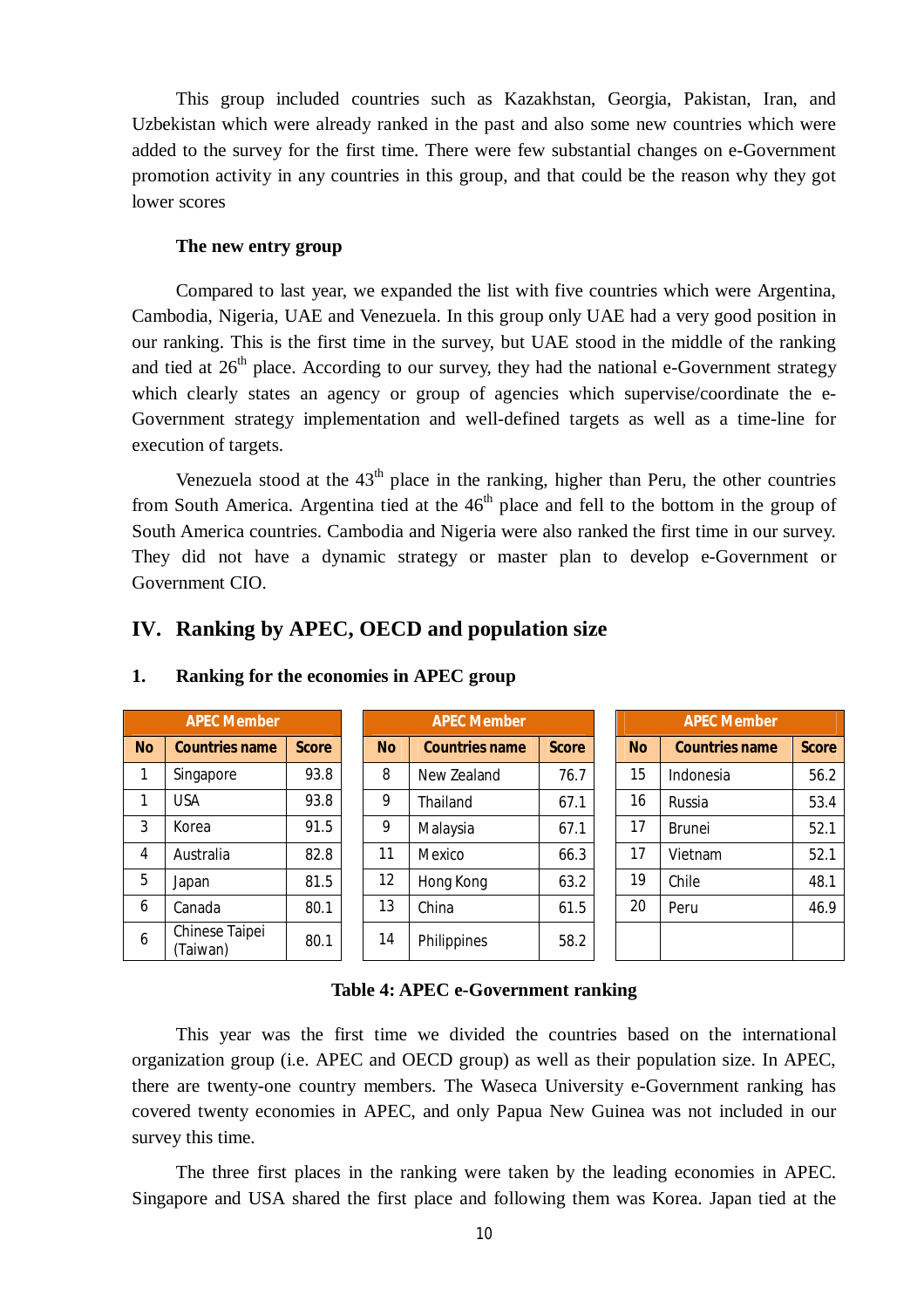This group included countries such as Kazakhstan, Georgia, Pakistan, Iran, and Uzbekistan which were already ranked in the past and also some new countries which were added to the survey for the first time. There were few substantial changes on e-Government promotion activity in any countries in this group, and that could be the reason why they got lower scores

**The new entry group**

Compared to last year, we expanded the list with five countries which were Argentina, Cambodia, Nigeria, UAE and Venezuela. In this group only UAE had a very good position in our ranking. This is the first time in the survey, but UAE stood in the middle of the ranking and tied at 26th place. According to our survey, they had the national e-Government strategy which clearly states an agency or group of agencies which supervise/coordinate the e-Government strategy implementation and well-defined targets as well as a time-line for execution of targets.

Venezuela stood at the 43th place in the ranking, higher than Peru, the other countries from South America. Argentina tied at the 46th place and fell to the bottom in the group of South America countries. Cambodia and Nigeria were also ranked the first time in our survey. They did not have a dynamic strategy or master plan to develop e-Government or Government CIO.

## IV. Ranking by APEC, OECD and population size

### 1. Ranking for the economies in APEC group

| APEC Member | | | APEC Member | | | APEC Member | | |
|---|---|---|---|---|---|---|---|---|
| **No** | **Countries name** | **Score** | **No** | **Countries name** | **Score** | **No** | **Countries name** | **Score** |
| 1 | Singapore | 93.8 | 8 | New Zealand | 76.7 | 15 | Indonesia | 56.2 |
| 1 | USA | 93.8 | 9 | Thailand | 67.1 | 16 | Russia | 53.4 |
| 3 | Korea | 91.5 | 9 | Malaysia | 67.1 | 17 | Brunei | 52.1 |
| 4 | Australia | 82.8 | 11 | Mexico | 66.3 | 17 | Vietnam | 52.1 |
| 5 | Japan | 81.5 | 12 | Hong Kong | 63.2 | 19 | Chile | 48.1 |
| 6 | Canada | 80.1 | 13 | China | 61.5 | 20 | Peru | 46.9 |
| 6 | Chinese Taipei (Taiwan) | 80.1 | 14 | Philippines | 58.2 | | | |

**Table 4: APEC e-Government ranking**

This year was the first time we divided the countries based on the international organization group (i.e. APEC and OECD group) as well as their population size. In APEC, there are twenty-one country members. The Waseca University e-Government ranking has covered twenty economies in APEC, and only Papua New Guinea was not included in our survey this time.

The three first places in the ranking were taken by the leading economies in APEC. Singapore and USA shared the first place and following them was Korea. Japan tied at the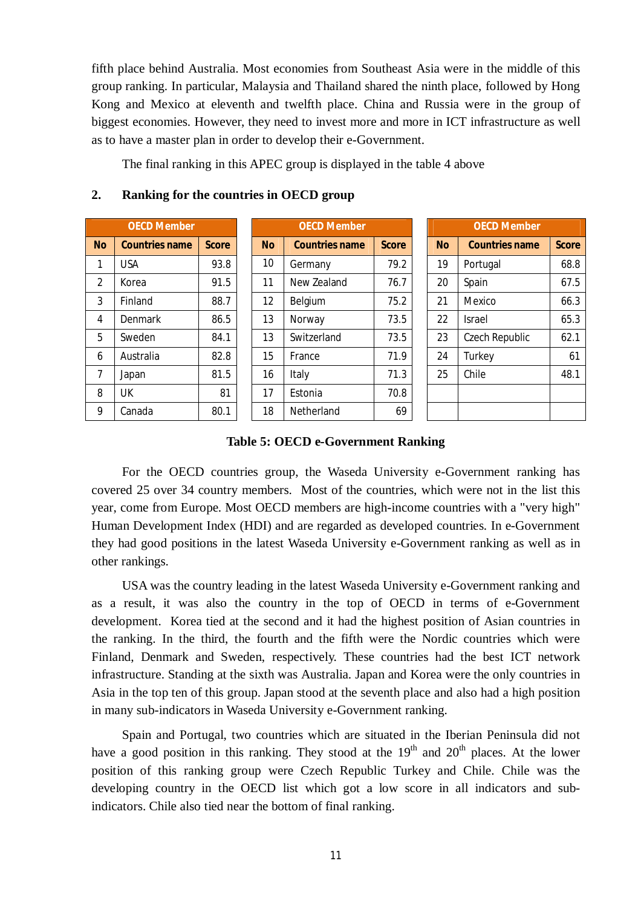fifth place behind Australia. Most economies from Southeast Asia were in the middle of this group ranking. In particular, Malaysia and Thailand shared the ninth place, followed by Hong Kong and Mexico at eleventh and twelfth place. China and Russia were in the group of biggest economies. However, they need to invest more and more in ICT infrastructure as well as to have a master plan in order to develop their e-Government.

The final ranking in this APEC group is displayed in the table 4 above

## 2. Ranking for the countries in OECD group

| OECD Member | | | OECD Member | | | OECD Member | | |
|---|---|---|---|---|---|---|---|---|
| No | Countries name | Score | No | Countries name | Score | No | Countries name | Score |
| 1 | USA | 93.8 | 10 | Germany | 79.2 | 19 | Portugal | 68.8 |
| 2 | Korea | 91.5 | 11 | New Zealand | 76.7 | 20 | Spain | 67.5 |
| 3 | Finland | 88.7 | 12 | Belgium | 75.2 | 21 | Mexico | 66.3 |
| 4 | Denmark | 86.5 | 13 | Norway | 73.5 | 22 | Israel | 65.3 |
| 5 | Sweden | 84.1 | 13 | Switzerland | 73.5 | 23 | Czech Republic | 62.1 |
| 6 | Australia | 82.8 | 15 | France | 71.9 | 24 | Turkey | 61 |
| 7 | Japan | 81.5 | 16 | Italy | 71.3 | 25 | Chile | 48.1 |
| 8 | UK | 81 | 17 | Estonia | 70.8 | | | |
| 9 | Canada | 80.1 | 18 | Netherland | 69 | | | |

**Table 5: OECD e-Government Ranking**

For the OECD countries group, the Waseda University e-Government ranking has covered 25 over 34 country members. Most of the countries, which were not in the list this year, come from Europe. Most OECD members are high-income countries with a "very high" Human Development Index (HDI) and are regarded as developed countries. In e-Government they had good positions in the latest Waseda University e-Government ranking as well as in other rankings.

USA was the country leading in the latest Waseda University e-Government ranking and as a result, it was also the country in the top of OECD in terms of e-Government development. Korea tied at the second and it had the highest position of Asian countries in the ranking. In the third, the fourth and the fifth were the Nordic countries which were Finland, Denmark and Sweden, respectively. These countries had the best ICT network infrastructure. Standing at the sixth was Australia. Japan and Korea were the only countries in Asia in the top ten of this group. Japan stood at the seventh place and also had a high position in many sub-indicators in Waseda University e-Government ranking.

Spain and Portugal, two countries which are situated in the Iberian Peninsula did not have a good position in this ranking. They stood at the 19th and 20th places. At the lower position of this ranking group were Czech Republic Turkey and Chile. Chile was the developing country in the OECD list which got a low score in all indicators and sub-indicators. Chile also tied near the bottom of final ranking.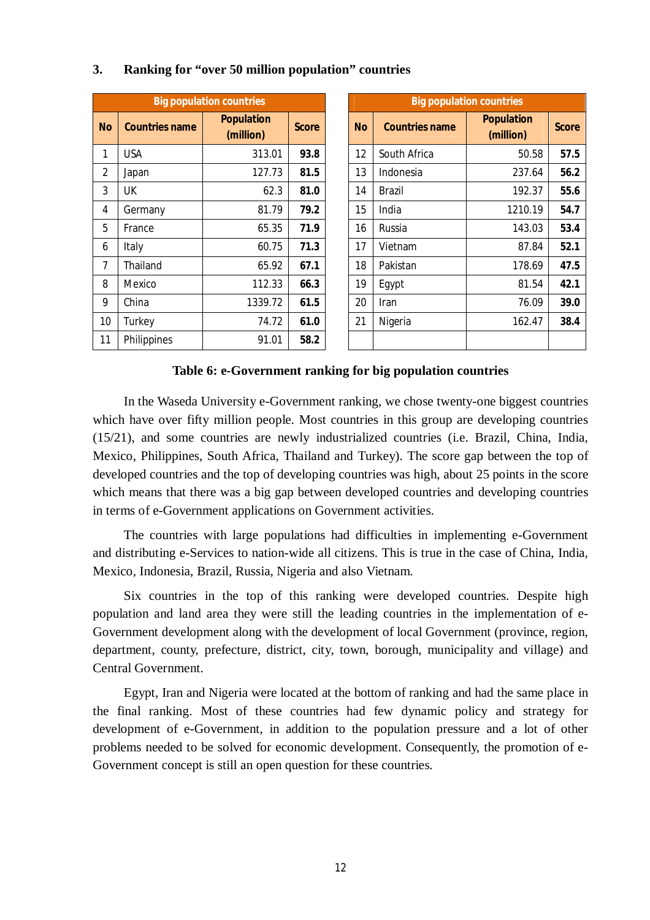### 3. Ranking for "over 50 million population" countries

| Big population countries | | | | | | | |
|---|---|---|---|---|---|---|---|
| **No** | **Countries name** | **Population (million)** | **Score** | **No** | **Countries name** | **Population (million)** | **Score** |
| 1 | USA | 313.01 | **93.8** | 12 | South Africa | 50.58 | **57.5** |
| 2 | Japan | 127.73 | **81.5** | 13 | Indonesia | 237.64 | **56.2** |
| 3 | UK | 62.3 | **81.0** | 14 | Brazil | 192.37 | **55.6** |
| 4 | Germany | 81.79 | **79.2** | 15 | India | 1210.19 | **54.7** |
| 5 | France | 65.35 | **71.9** | 16 | Russia | 143.03 | **53.4** |
| 6 | Italy | 60.75 | **71.3** | 17 | Vietnam | 87.84 | **52.1** |
| 7 | Thailand | 65.92 | **67.1** | 18 | Pakistan | 178.69 | **47.5** |
| 8 | Mexico | 112.33 | **66.3** | 19 | Egypt | 81.54 | **42.1** |
| 9 | China | 1339.72 | **61.5** | 20 | Iran | 76.09 | **39.0** |
| 10 | Turkey | 74.72 | **61.0** | 21 | Nigeria | 162.47 | **38.4** |
| 11 | Philippines | 91.01 | **58.2** | | | | |

**Table 6: e-Government ranking for big population countries**

In the Waseda University e-Government ranking, we chose twenty-one biggest countries which have over fifty million people. Most countries in this group are developing countries (15/21), and some countries are newly industrialized countries (i.e. Brazil, China, India, Mexico, Philippines, South Africa, Thailand and Turkey). The score gap between the top of developed countries and the top of developing countries was high, about 25 points in the score which means that there was a big gap between developed countries and developing countries in terms of e-Government applications on Government activities.

The countries with large populations had difficulties in implementing e-Government and distributing e-Services to nation-wide all citizens. This is true in the case of China, India, Mexico, Indonesia, Brazil, Russia, Nigeria and also Vietnam.

Six countries in the top of this ranking were developed countries. Despite high population and land area they were still the leading countries in the implementation of e-Government development along with the development of local Government (province, region, department, county, prefecture, district, city, town, borough, municipality and village) and Central Government.

Egypt, Iran and Nigeria were located at the bottom of ranking and had the same place in the final ranking. Most of these countries had few dynamic policy and strategy for development of e-Government, in addition to the population pressure and a lot of other problems needed to be solved for economic development. Consequently, the promotion of e-Government concept is still an open question for these countries.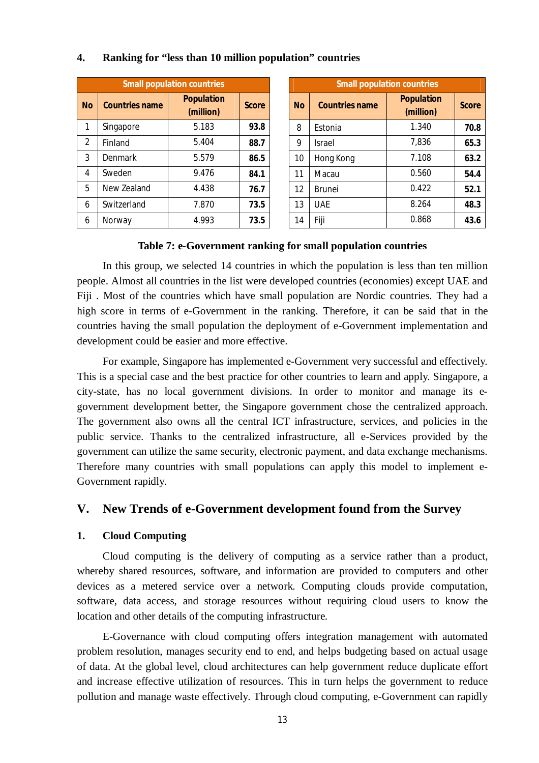### 4. Ranking for "less than 10 million population" countries

| Small population countries | | | | Small population countries | | | |
|---|---|---|---|---|---|---|---|
| No | Countries name | Population (million) | Score | No | Countries name | Population (million) | Score |
| 1 | Singapore | 5.183 | **93.8** | 8 | Estonia | 1.340 | **70.8** |
| 2 | Finland | 5.404 | **88.7** | 9 | Israel | 7,836 | **65.3** |
| 3 | Denmark | 5.579 | **86.5** | 10 | Hong Kong | 7.108 | **63.2** |
| 4 | Sweden | 9.476 | **84.1** | 11 | Macau | 0.560 | **54.4** |
| 5 | New Zealand | 4.438 | **76.7** | 12 | Brunei | 0.422 | **52.1** |
| 6 | Switzerland | 7.870 | **73.5** | 13 | UAE | 8.264 | **48.3** |
| 6 | Norway | 4.993 | **73.5** | 14 | Fiji | 0.868 | **43.6** |

**Table 7: e-Government ranking for small population countries**

In this group, we selected 14 countries in which the population is less than ten million people. Almost all countries in the list were developed countries (economies) except UAE and Fiji . Most of the countries which have small population are Nordic countries. They had a high score in terms of e-Government in the ranking. Therefore, it can be said that in the countries having the small population the deployment of e-Government implementation and development could be easier and more effective.

For example, Singapore has implemented e-Government very successful and effectively. This is a special case and the best practice for other countries to learn and apply. Singapore, a city-state, has no local government divisions. In order to monitor and manage its e-government development better, the Singapore government chose the centralized approach. The government also owns all the central ICT infrastructure, services, and policies in the public service. Thanks to the centralized infrastructure, all e-Services provided by the government can utilize the same security, electronic payment, and data exchange mechanisms. Therefore many countries with small populations can apply this model to implement e-Government rapidly.

## V. New Trends of e-Government development found from the Survey

### 1. Cloud Computing

Cloud computing is the delivery of computing as a service rather than a product, whereby shared resources, software, and information are provided to computers and other devices as a metered service over a network. Computing clouds provide computation, software, data access, and storage resources without requiring cloud users to know the location and other details of the computing infrastructure.

E-Governance with cloud computing offers integration management with automated problem resolution, manages security end to end, and helps budgeting based on actual usage of data. At the global level, cloud architectures can help government reduce duplicate effort and increase effective utilization of resources. This in turn helps the government to reduce pollution and manage waste effectively. Through cloud computing, e-Government can rapidly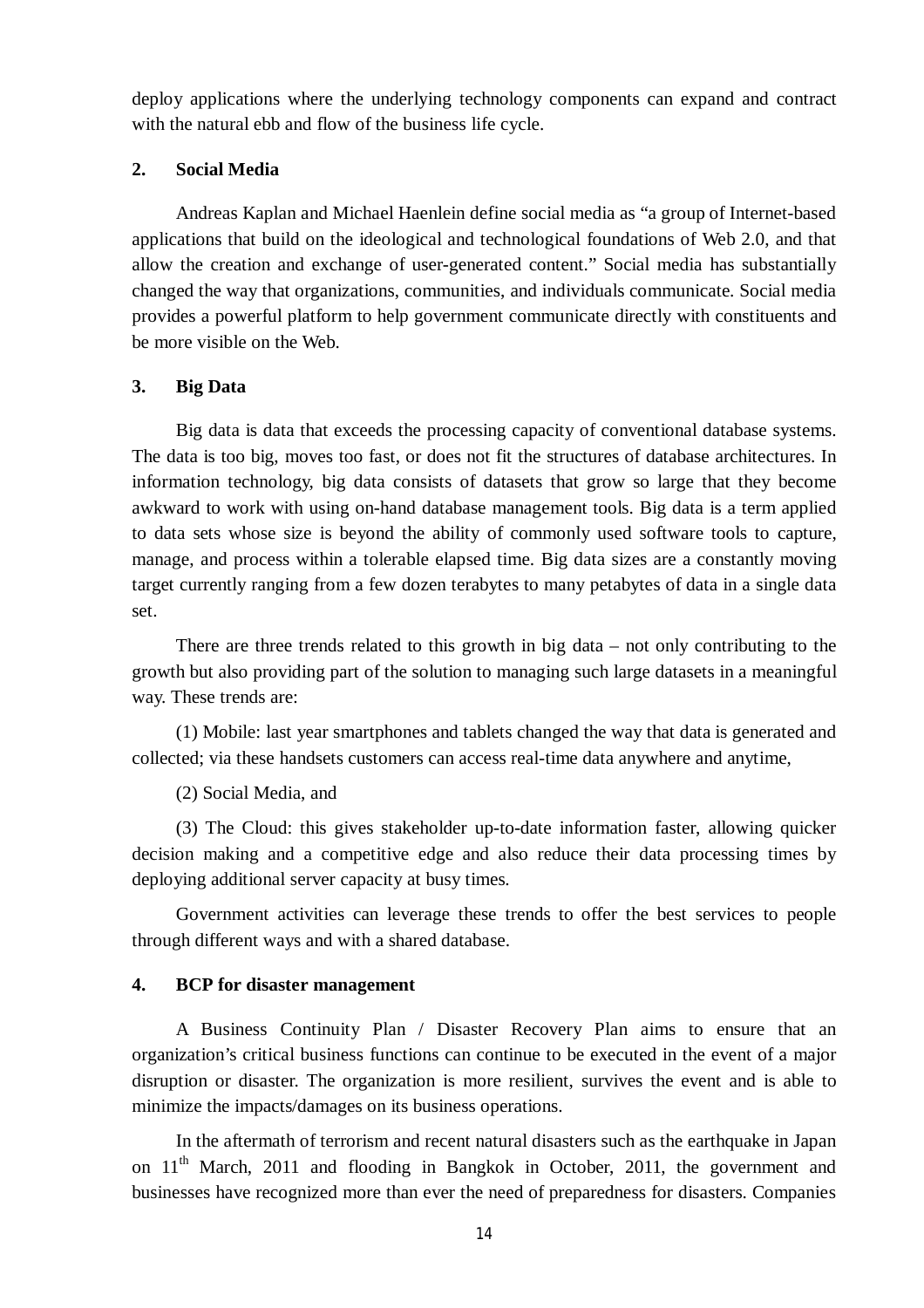deploy applications where the underlying technology components can expand and contract with the natural ebb and flow of the business life cycle.

**2. Social Media**

Andreas Kaplan and Michael Haenlein define social media as "a group of Internet-based applications that build on the ideological and technological foundations of Web 2.0, and that allow the creation and exchange of user-generated content." Social media has substantially changed the way that organizations, communities, and individuals communicate. Social media provides a powerful platform to help government communicate directly with constituents and be more visible on the Web.

**3. Big Data**

Big data is data that exceeds the processing capacity of conventional database systems. The data is too big, moves too fast, or does not fit the structures of database architectures. In information technology, big data consists of datasets that grow so large that they become awkward to work with using on-hand database management tools. Big data is a term applied to data sets whose size is beyond the ability of commonly used software tools to capture, manage, and process within a tolerable elapsed time. Big data sizes are a constantly moving target currently ranging from a few dozen terabytes to many petabytes of data in a single data set.

There are three trends related to this growth in big data – not only contributing to the growth but also providing part of the solution to managing such large datasets in a meaningful way. These trends are:

(1) Mobile: last year smartphones and tablets changed the way that data is generated and collected; via these handsets customers can access real-time data anywhere and anytime,

(2) Social Media, and

(3) The Cloud: this gives stakeholder up-to-date information faster, allowing quicker decision making and a competitive edge and also reduce their data processing times by deploying additional server capacity at busy times.

Government activities can leverage these trends to offer the best services to people through different ways and with a shared database.

**4. BCP for disaster management**

A Business Continuity Plan / Disaster Recovery Plan aims to ensure that an organization's critical business functions can continue to be executed in the event of a major disruption or disaster. The organization is more resilient, survives the event and is able to minimize the impacts/damages on its business operations.

In the aftermath of terrorism and recent natural disasters such as the earthquake in Japan on 11th March, 2011 and flooding in Bangkok in October, 2011, the government and businesses have recognized more than ever the need of preparedness for disasters. Companies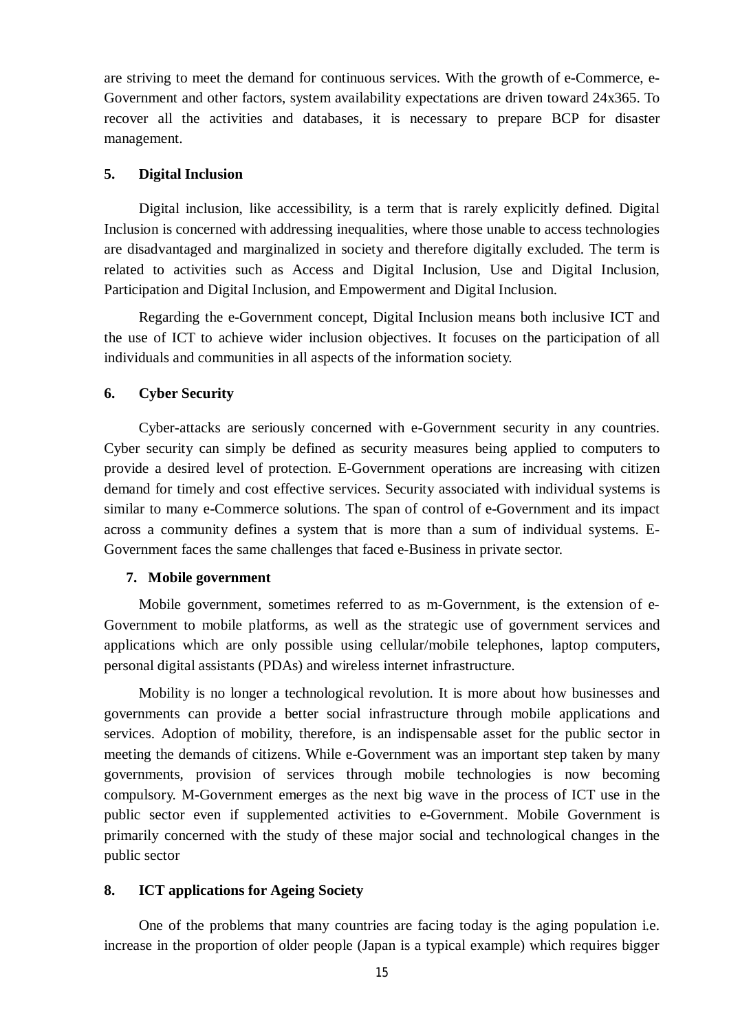are striving to meet the demand for continuous services. With the growth of e-Commerce, e-Government and other factors, system availability expectations are driven toward 24x365. To recover all the activities and databases, it is necessary to prepare BCP for disaster management.

### 5. Digital Inclusion

Digital inclusion, like accessibility, is a term that is rarely explicitly defined. Digital Inclusion is concerned with addressing inequalities, where those unable to access technologies are disadvantaged and marginalized in society and therefore digitally excluded. The term is related to activities such as Access and Digital Inclusion, Use and Digital Inclusion, Participation and Digital Inclusion, and Empowerment and Digital Inclusion.

Regarding the e-Government concept, Digital Inclusion means both inclusive ICT and the use of ICT to achieve wider inclusion objectives. It focuses on the participation of all individuals and communities in all aspects of the information society.

### 6. Cyber Security

Cyber-attacks are seriously concerned with e-Government security in any countries. Cyber security can simply be defined as security measures being applied to computers to provide a desired level of protection. E-Government operations are increasing with citizen demand for timely and cost effective services. Security associated with individual systems is similar to many e-Commerce solutions. The span of control of e-Government and its impact across a community defines a system that is more than a sum of individual systems. E-Government faces the same challenges that faced e-Business in private sector.

### 7. Mobile government

Mobile government, sometimes referred to as m-Government, is the extension of e-Government to mobile platforms, as well as the strategic use of government services and applications which are only possible using cellular/mobile telephones, laptop computers, personal digital assistants (PDAs) and wireless internet infrastructure.

Mobility is no longer a technological revolution. It is more about how businesses and governments can provide a better social infrastructure through mobile applications and services. Adoption of mobility, therefore, is an indispensable asset for the public sector in meeting the demands of citizens. While e-Government was an important step taken by many governments, provision of services through mobile technologies is now becoming compulsory. M-Government emerges as the next big wave in the process of ICT use in the public sector even if supplemented activities to e-Government. Mobile Government is primarily concerned with the study of these major social and technological changes in the public sector

### 8. ICT applications for Ageing Society

One of the problems that many countries are facing today is the aging population i.e. increase in the proportion of older people (Japan is a typical example) which requires bigger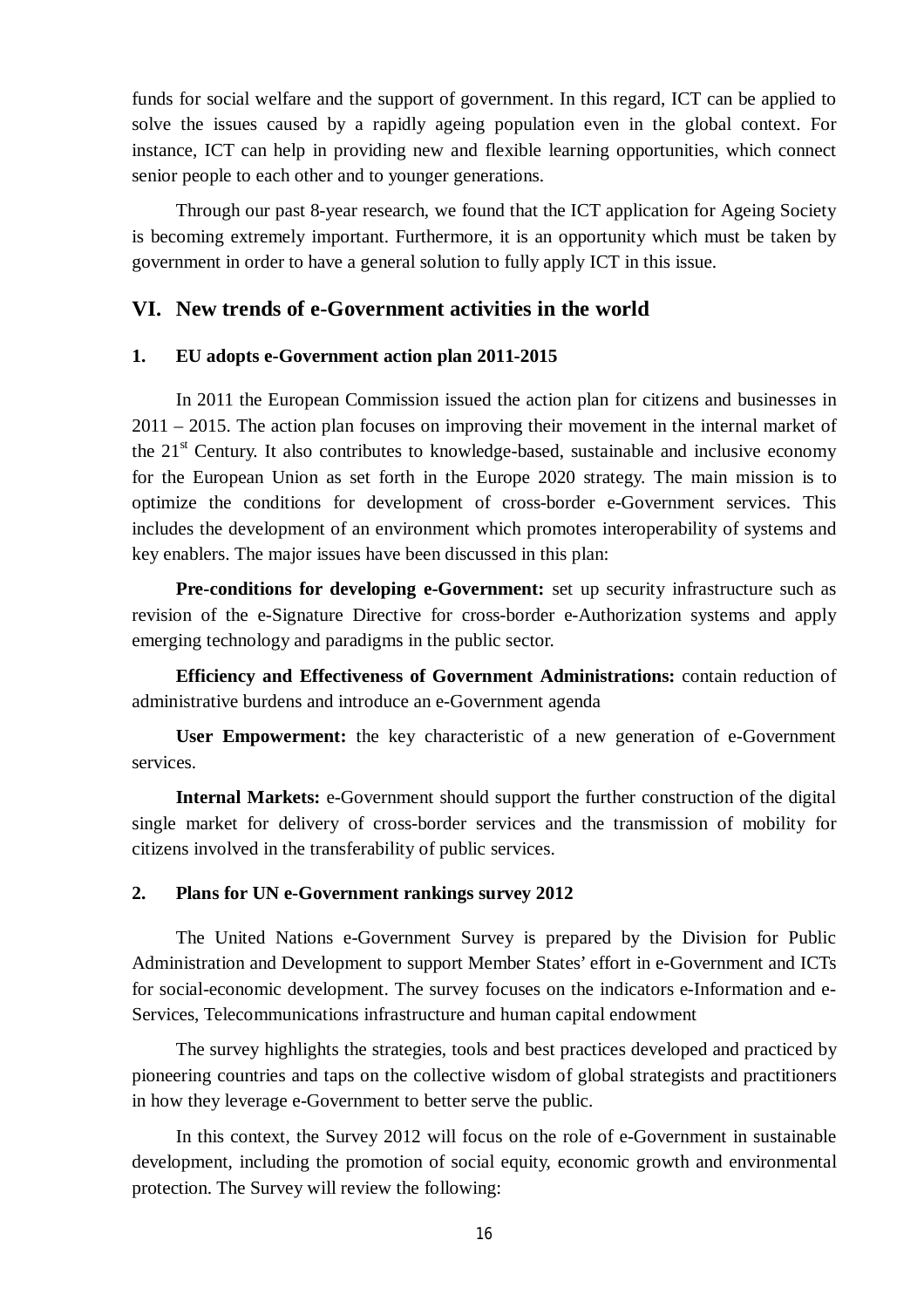funds for social welfare and the support of government. In this regard, ICT can be applied to solve the issues caused by a rapidly ageing population even in the global context. For instance, ICT can help in providing new and flexible learning opportunities, which connect senior people to each other and to younger generations.

Through our past 8-year research, we found that the ICT application for Ageing Society is becoming extremely important. Furthermore, it is an opportunity which must be taken by government in order to have a general solution to fully apply ICT in this issue.

## VI. New trends of e-Government activities in the world

### 1. EU adopts e-Government action plan 2011-2015

In 2011 the European Commission issued the action plan for citizens and businesses in 2011 – 2015. The action plan focuses on improving their movement in the internal market of the 21st Century. It also contributes to knowledge-based, sustainable and inclusive economy for the European Union as set forth in the Europe 2020 strategy. The main mission is to optimize the conditions for development of cross-border e-Government services. This includes the development of an environment which promotes interoperability of systems and key enablers. The major issues have been discussed in this plan:

**Pre-conditions for developing e-Government:** set up security infrastructure such as revision of the e-Signature Directive for cross-border e-Authorization systems and apply emerging technology and paradigms in the public sector.

**Efficiency and Effectiveness of Government Administrations:** contain reduction of administrative burdens and introduce an e-Government agenda

**User Empowerment:** the key characteristic of a new generation of e-Government services.

**Internal Markets:** e-Government should support the further construction of the digital single market for delivery of cross-border services and the transmission of mobility for citizens involved in the transferability of public services.

### 2. Plans for UN e-Government rankings survey 2012

The United Nations e-Government Survey is prepared by the Division for Public Administration and Development to support Member States' effort in e-Government and ICTs for social-economic development. The survey focuses on the indicators e-Information and e-Services, Telecommunications infrastructure and human capital endowment

The survey highlights the strategies, tools and best practices developed and practiced by pioneering countries and taps on the collective wisdom of global strategists and practitioners in how they leverage e-Government to better serve the public.

In this context, the Survey 2012 will focus on the role of e-Government in sustainable development, including the promotion of social equity, economic growth and environmental protection. The Survey will review the following: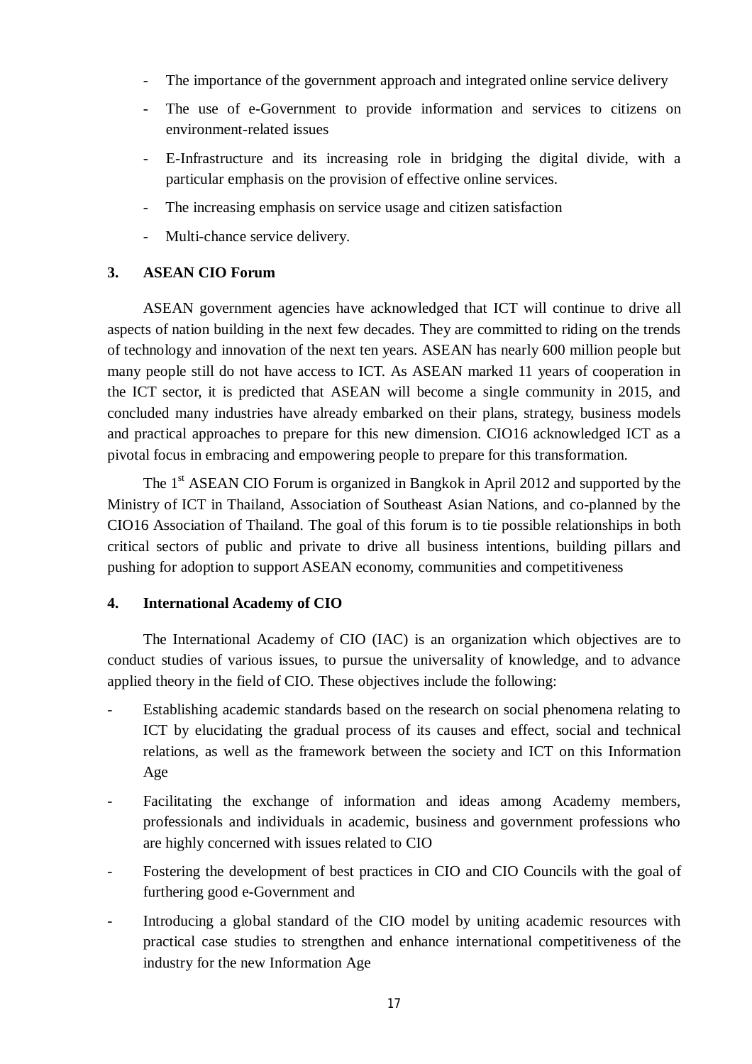- The importance of the government approach and integrated online service delivery
- The use of e-Government to provide information and services to citizens on environment-related issues
- E-Infrastructure and its increasing role in bridging the digital divide, with a particular emphasis on the provision of effective online services.
- The increasing emphasis on service usage and citizen satisfaction
- Multi-chance service delivery.

## 3. ASEAN CIO Forum

ASEAN government agencies have acknowledged that ICT will continue to drive all aspects of nation building in the next few decades. They are committed to riding on the trends of technology and innovation of the next ten years. ASEAN has nearly 600 million people but many people still do not have access to ICT. As ASEAN marked 11 years of cooperation in the ICT sector, it is predicted that ASEAN will become a single community in 2015, and concluded many industries have already embarked on their plans, strategy, business models and practical approaches to prepare for this new dimension. CIO16 acknowledged ICT as a pivotal focus in embracing and empowering people to prepare for this transformation.

The 1st ASEAN CIO Forum is organized in Bangkok in April 2012 and supported by the Ministry of ICT in Thailand, Association of Southeast Asian Nations, and co-planned by the CIO16 Association of Thailand. The goal of this forum is to tie possible relationships in both critical sectors of public and private to drive all business intentions, building pillars and pushing for adoption to support ASEAN economy, communities and competitiveness

## 4. International Academy of CIO

The International Academy of CIO (IAC) is an organization which objectives are to conduct studies of various issues, to pursue the universality of knowledge, and to advance applied theory in the field of CIO. These objectives include the following:

- Establishing academic standards based on the research on social phenomena relating to ICT by elucidating the gradual process of its causes and effect, social and technical relations, as well as the framework between the society and ICT on this Information Age
- Facilitating the exchange of information and ideas among Academy members, professionals and individuals in academic, business and government professions who are highly concerned with issues related to CIO
- Fostering the development of best practices in CIO and CIO Councils with the goal of furthering good e-Government and
- Introducing a global standard of the CIO model by uniting academic resources with practical case studies to strengthen and enhance international competitiveness of the industry for the new Information Age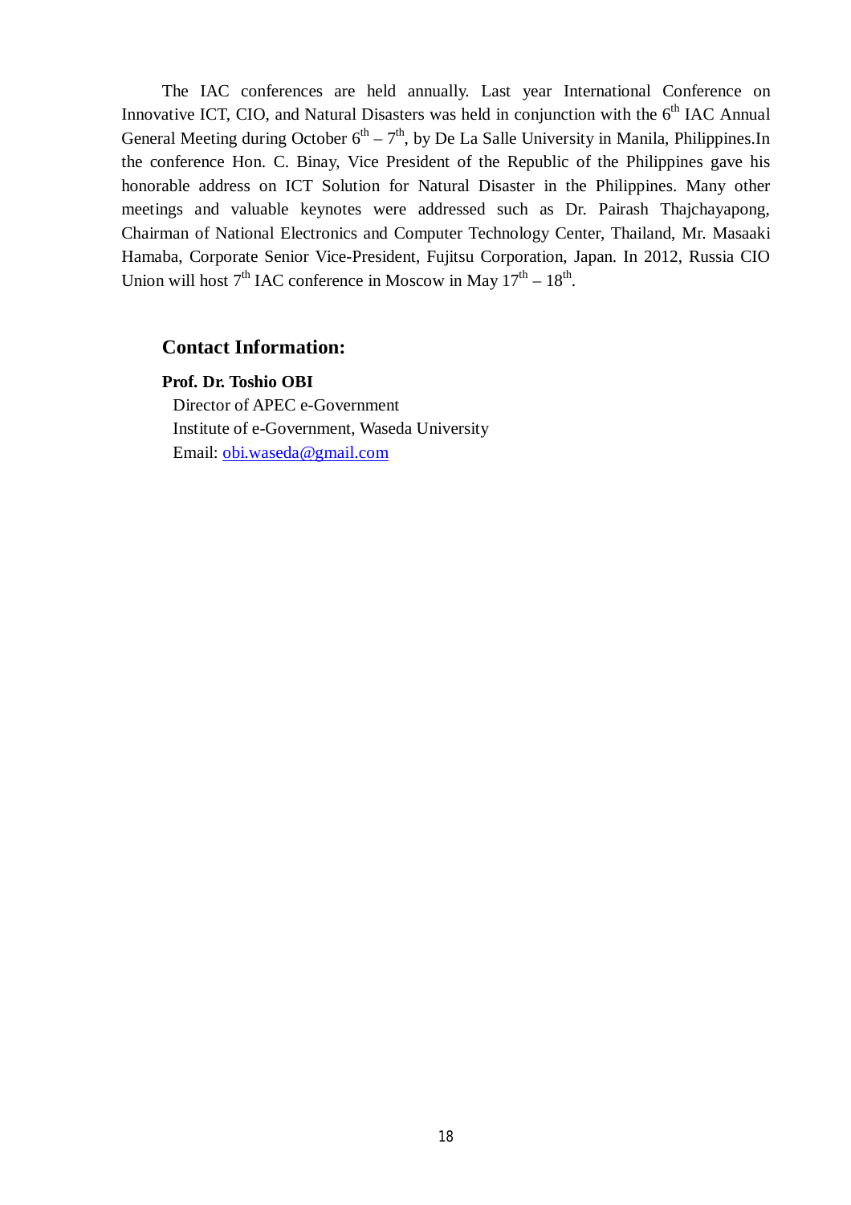The IAC conferences are held annually. Last year International Conference on Innovative ICT, CIO, and Natural Disasters was held in conjunction with the 6th IAC Annual General Meeting during October 6th – 7th, by De La Salle University in Manila, Philippines.In the conference Hon. C. Binay, Vice President of the Republic of the Philippines gave his honorable address on ICT Solution for Natural Disaster in the Philippines. Many other meetings and valuable keynotes were addressed such as Dr. Pairash Thajchayapong, Chairman of National Electronics and Computer Technology Center, Thailand, Mr. Masaaki Hamaba, Corporate Senior Vice-President, Fujitsu Corporation, Japan. In 2012, Russia CIO Union will host 7th IAC conference in Moscow in May 17th – 18th.

## Contact Information:

**Prof. Dr. Toshio OBI**

Director of APEC e-Government
Institute of e-Government, Waseda University
Email: obi.waseda@gmail.com